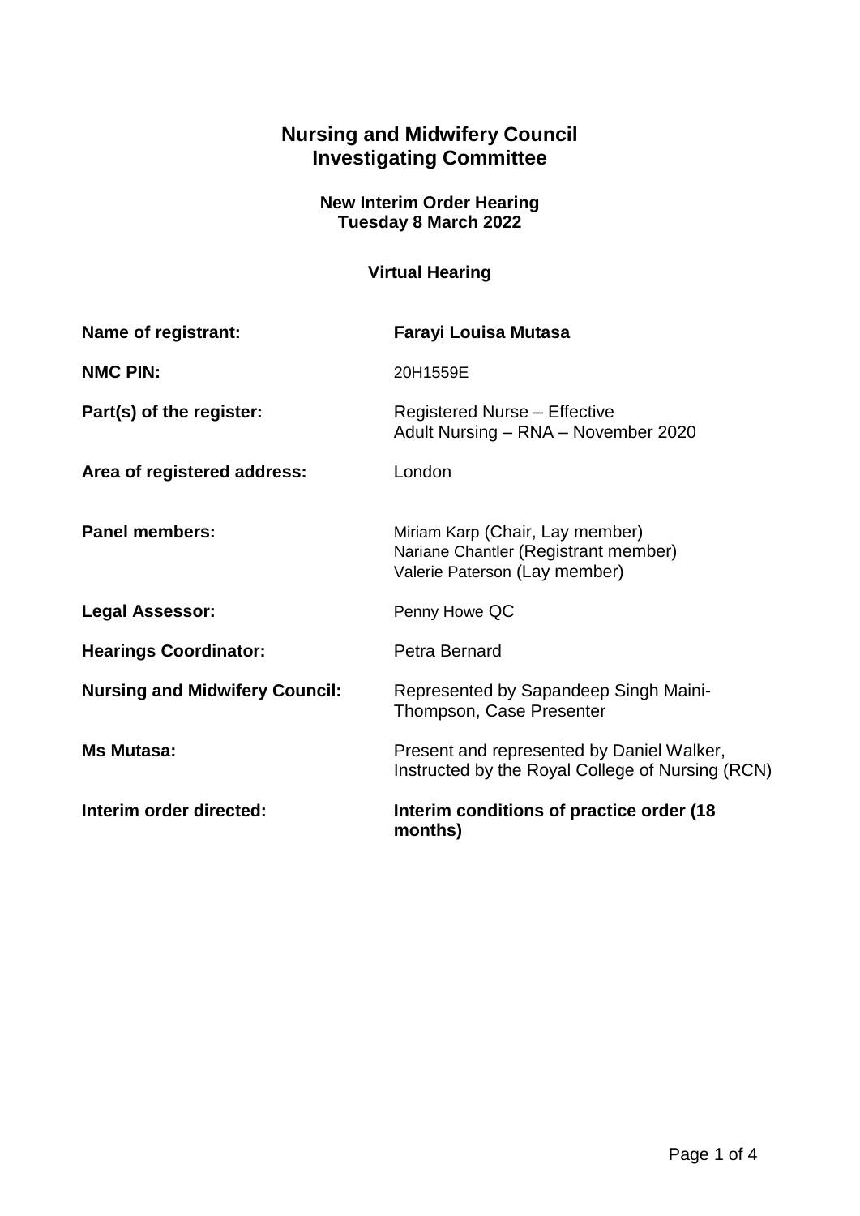# Nursing and Midwifery Council
# Investigating Committee

### New Interim Order Hearing
### Tuesday 8 March 2022

### Virtual Hearing

| | |
|---|---|
| **Name of registrant:** | **Farayi Louisa Mutasa** |
| **NMC PIN:** | 20H1559E |
| **Part(s) of the register:** | Registered Nurse – Effective<br>Adult Nursing – RNA – November 2020 |
| **Area of registered address:** | London |
| **Panel members:** | Miriam Karp (Chair, Lay member)<br>Nariane Chantler (Registrant member)<br>Valerie Paterson (Lay member) |
| **Legal Assessor:** | Penny Howe QC |
| **Hearings Coordinator:** | Petra Bernard |
| **Nursing and Midwifery Council:** | Represented by Sapandeep Singh Maini-Thompson, Case Presenter |
| **Ms Mutasa:** | Present and represented by Daniel Walker, Instructed by the Royal College of Nursing (RCN) |
| **Interim order directed:** | **Interim conditions of practice order (18 months)** |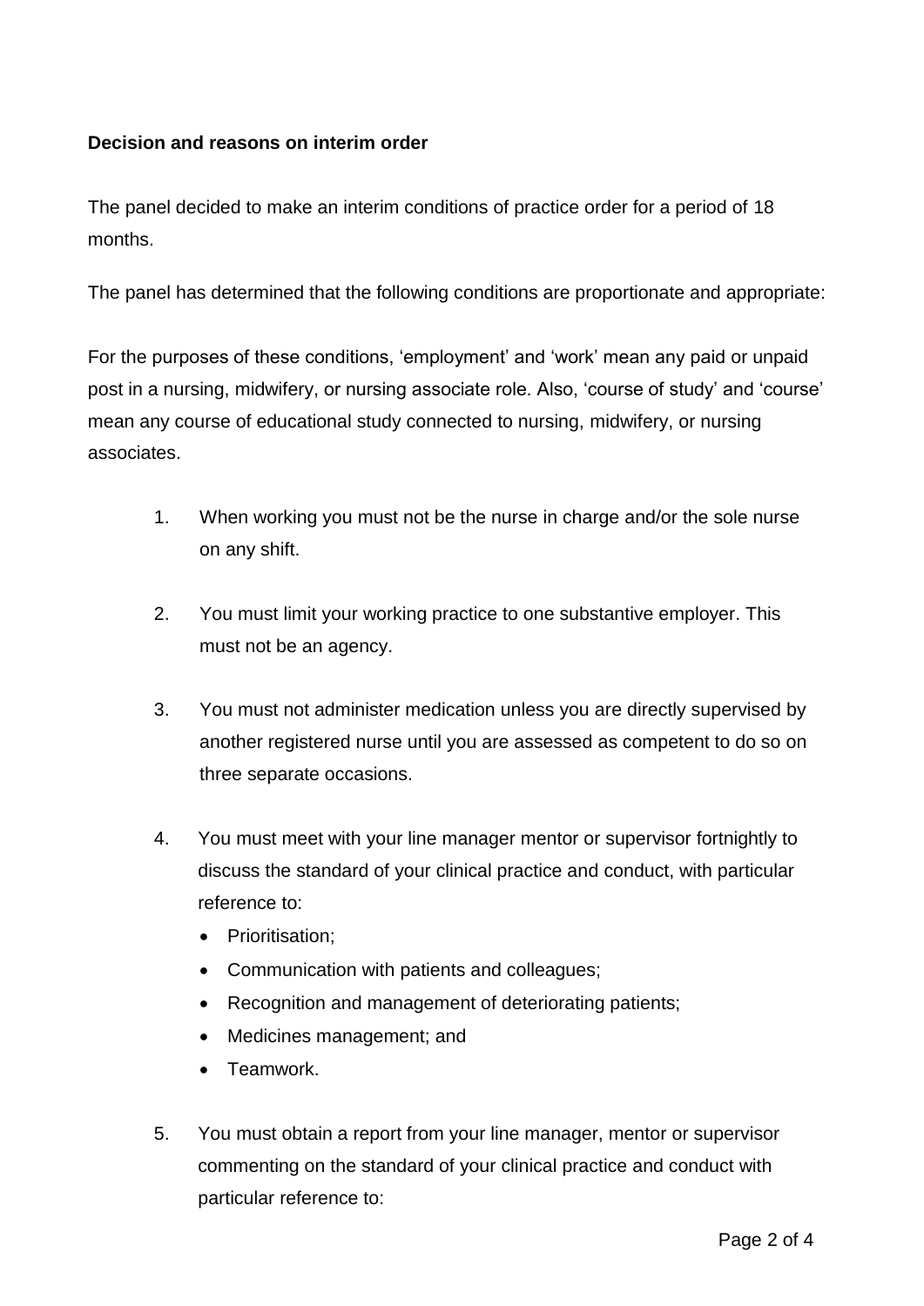**Decision and reasons on interim order**

The panel decided to make an interim conditions of practice order for a period of 18 months.

The panel has determined that the following conditions are proportionate and appropriate:

For the purposes of these conditions, 'employment' and 'work' mean any paid or unpaid post in a nursing, midwifery, or nursing associate role. Also, 'course of study' and 'course' mean any course of educational study connected to nursing, midwifery, or nursing associates.

1. When working you must not be the nurse in charge and/or the sole nurse on any shift.

2. You must limit your working practice to one substantive employer. This must not be an agency.

3. You must not administer medication unless you are directly supervised by another registered nurse until you are assessed as competent to do so on three separate occasions.

4. You must meet with your line manager mentor or supervisor fortnightly to discuss the standard of your clinical practice and conduct, with particular reference to:
   - Prioritisation;
   - Communication with patients and colleagues;
   - Recognition and management of deteriorating patients;
   - Medicines management; and
   - Teamwork.

5. You must obtain a report from your line manager, mentor or supervisor commenting on the standard of your clinical practice and conduct with particular reference to: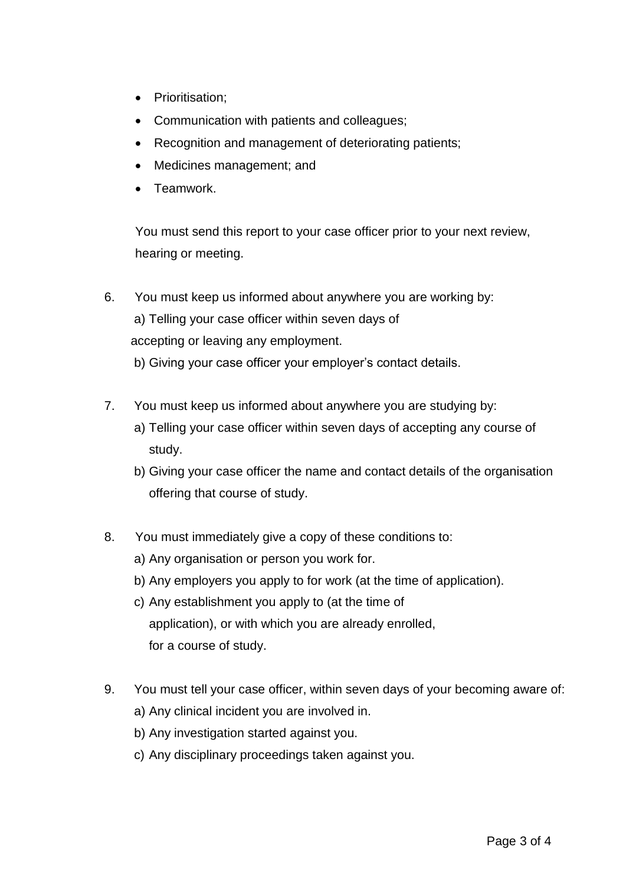- Prioritisation;
- Communication with patients and colleagues;
- Recognition and management of deteriorating patients;
- Medicines management; and
- Teamwork.

You must send this report to your case officer prior to your next review, hearing or meeting.

6. You must keep us informed about anywhere you are working by:
   a) Telling your case officer within seven days of accepting or leaving any employment.
   b) Giving your case officer your employer's contact details.

7. You must keep us informed about anywhere you are studying by:
   a) Telling your case officer within seven days of accepting any course of study.
   b) Giving your case officer the name and contact details of the organisation offering that course of study.

8. You must immediately give a copy of these conditions to:
   a) Any organisation or person you work for.
   b) Any employers you apply to for work (at the time of application).
   c) Any establishment you apply to (at the time of application), or with which you are already enrolled, for a course of study.

9. You must tell your case officer, within seven days of your becoming aware of:
   a) Any clinical incident you are involved in.
   b) Any investigation started against you.
   c) Any disciplinary proceedings taken against you.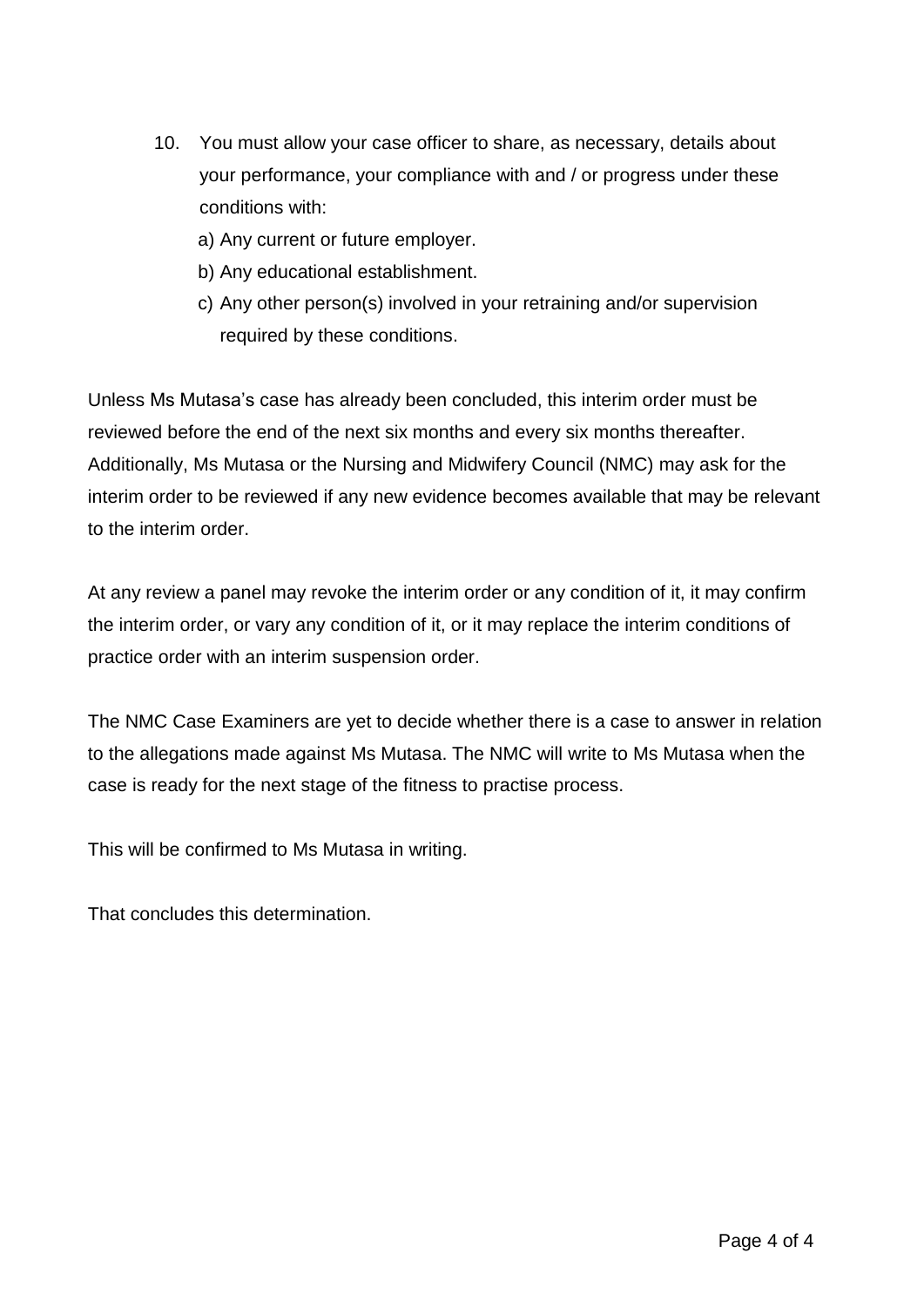10. You must allow your case officer to share, as necessary, details about your performance, your compliance with and / or progress under these conditions with:
    a) Any current or future employer.
    b) Any educational establishment.
    c) Any other person(s) involved in your retraining and/or supervision required by these conditions.

Unless Ms Mutasa's case has already been concluded, this interim order must be reviewed before the end of the next six months and every six months thereafter. Additionally, Ms Mutasa or the Nursing and Midwifery Council (NMC) may ask for the interim order to be reviewed if any new evidence becomes available that may be relevant to the interim order.

At any review a panel may revoke the interim order or any condition of it, it may confirm the interim order, or vary any condition of it, or it may replace the interim conditions of practice order with an interim suspension order.

The NMC Case Examiners are yet to decide whether there is a case to answer in relation to the allegations made against Ms Mutasa. The NMC will write to Ms Mutasa when the case is ready for the next stage of the fitness to practise process.

This will be confirmed to Ms Mutasa in writing.

That concludes this determination.